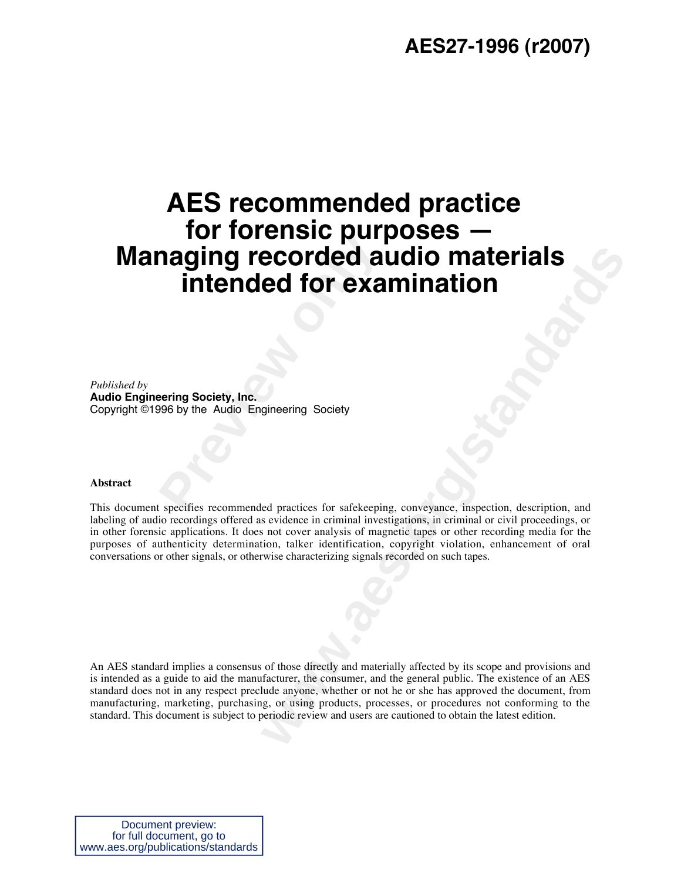# AES27-1996 (r2007)

# AES recommended practice for forensic purposes — Managing recorded audio materials intended for examination

*Published by*
**Audio Engineering Society, Inc.**
Copyright ©1996 by the Audio Engineering Society

**Abstract**

This document specifies recommended practices for safekeeping, conveyance, inspection, description, and labeling of audio recordings offered as evidence in criminal investigations, in criminal or civil proceedings, or in other forensic applications. It does not cover analysis of magnetic tapes or other recording media for the purposes of authenticity determination, talker identification, copyright violation, enhancement of oral conversations or other signals, or otherwise characterizing signals recorded on such tapes.

An AES standard implies a consensus of those directly and materially affected by its scope and provisions and is intended as a guide to aid the manufacturer, the consumer, and the general public. The existence of an AES standard does not in any respect preclude anyone, whether or not he or she has approved the document, from manufacturing, marketing, purchasing, or using products, processes, or procedures not conforming to the standard. This document is subject to periodic review and users are cautioned to obtain the latest edition.

Document preview:
for full document, go to
www.aes.org/publications/standards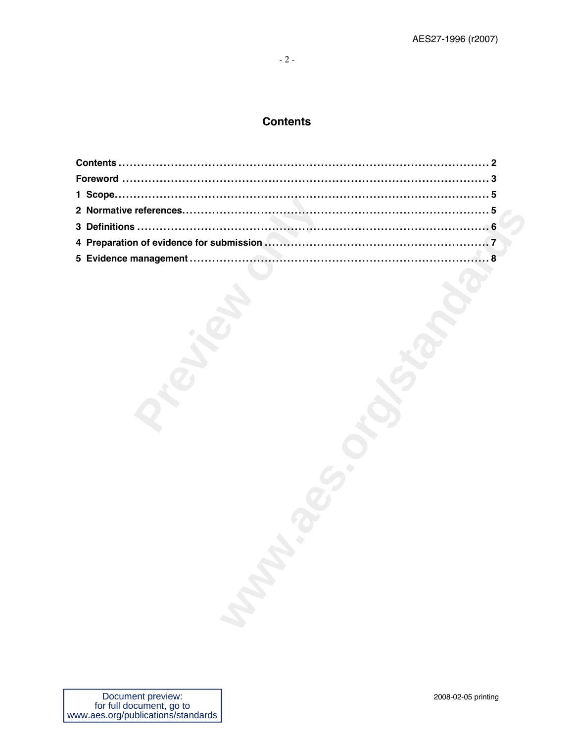# Contents

**Contents** .......................................................................................... 2
**Foreword** .......................................................................................... 3
**1 Scope** .......................................................................................... 5
**2 Normative references** .......................................................................................... 5
**3 Definitions** .......................................................................................... 6
**4 Preparation of evidence for submission** .......................................................................................... 7
**5 Evidence management** .......................................................................................... 8

Document preview:
for full document, go to
www.aes.org/publications/standards

2008-02-05 printing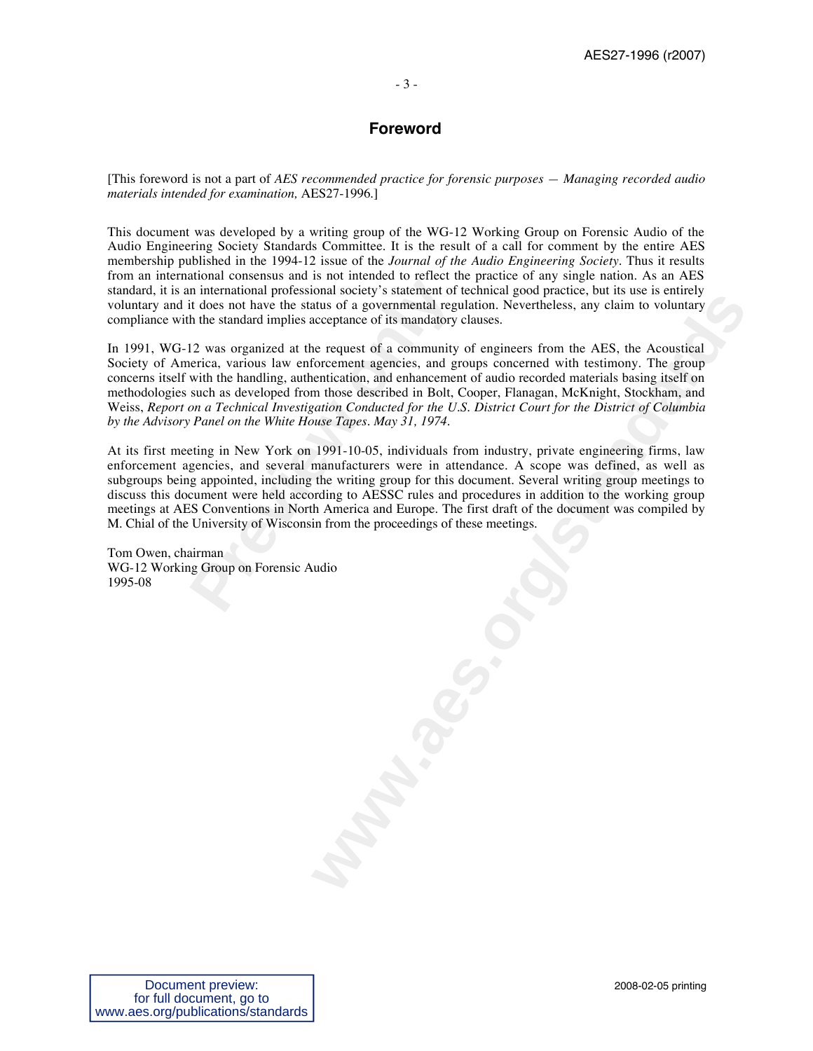# Foreword

[This foreword is not a part of *AES recommended practice for forensic purposes — Managing recorded audio materials intended for examination,* AES27-1996.]

This document was developed by a writing group of the WG-12 Working Group on Forensic Audio of the Audio Engineering Society Standards Committee. It is the result of a call for comment by the entire AES membership published in the 1994-12 issue of the *Journal of the Audio Engineering Society*. Thus it results from an international consensus and is not intended to reflect the practice of any single nation. As an AES standard, it is an international professional society's statement of technical good practice, but its use is entirely voluntary and it does not have the status of a governmental regulation. Nevertheless, any claim to voluntary compliance with the standard implies acceptance of its mandatory clauses.

In 1991, WG-12 was organized at the request of a community of engineers from the AES, the Acoustical Society of America, various law enforcement agencies, and groups concerned with testimony. The group concerns itself with the handling, authentication, and enhancement of audio recorded materials basing itself on methodologies such as developed from those described in Bolt, Cooper, Flanagan, McKnight, Stockham, and Weiss, *Report on a Technical Investigation Conducted for the U.S. District Court for the District of Columbia by the Advisory Panel on the White House Tapes. May 31, 1974.*

At its first meeting in New York on 1991-10-05, individuals from industry, private engineering firms, law enforcement agencies, and several manufacturers were in attendance. A scope was defined, as well as subgroups being appointed, including the writing group for this document. Several writing group meetings to discuss this document were held according to AESSC rules and procedures in addition to the working group meetings at AES Conventions in North America and Europe. The first draft of the document was compiled by M. Chial of the University of Wisconsin from the proceedings of these meetings.

Tom Owen, chairman
WG-12 Working Group on Forensic Audio
1995-08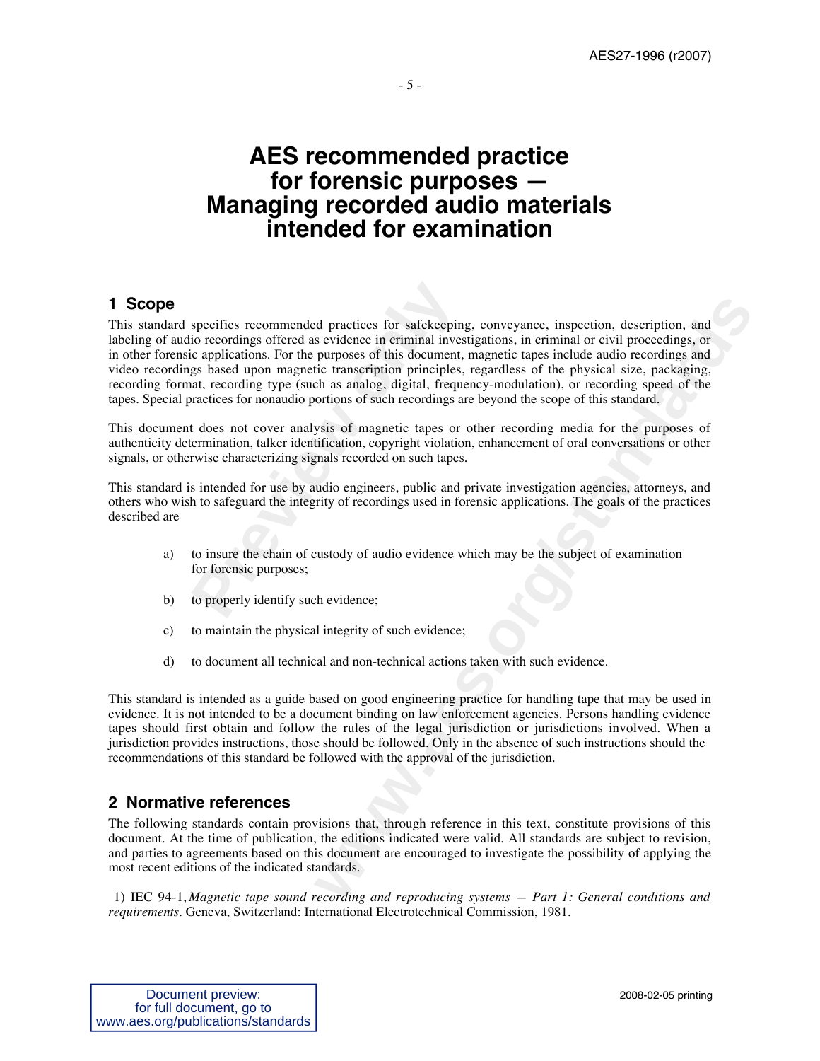# AES recommended practice for forensic purposes — Managing recorded audio materials intended for examination

## 1 Scope

This standard specifies recommended practices for safekeeping, conveyance, inspection, description, and labeling of audio recordings offered as evidence in criminal investigations, in criminal or civil proceedings, or in other forensic applications. For the purposes of this document, magnetic tapes include audio recordings and video recordings based upon magnetic transcription principles, regardless of the physical size, packaging, recording format, recording type (such as analog, digital, frequency-modulation), or recording speed of the tapes. Special practices for nonaudio portions of such recordings are beyond the scope of this standard.

This document does not cover analysis of magnetic tapes or other recording media for the purposes of authenticity determination, talker identification, copyright violation, enhancement of oral conversations or other signals, or otherwise characterizing signals recorded on such tapes.

This standard is intended for use by audio engineers, public and private investigation agencies, attorneys, and others who wish to safeguard the integrity of recordings used in forensic applications. The goals of the practices described are

a) to insure the chain of custody of audio evidence which may be the subject of examination for forensic purposes;

b) to properly identify such evidence;

c) to maintain the physical integrity of such evidence;

d) to document all technical and non-technical actions taken with such evidence.

This standard is intended as a guide based on good engineering practice for handling tape that may be used in evidence. It is not intended to be a document binding on law enforcement agencies. Persons handling evidence tapes should first obtain and follow the rules of the legal jurisdiction or jurisdictions involved. When a jurisdiction provides instructions, those should be followed. Only in the absence of such instructions should the recommendations of this standard be followed with the approval of the jurisdiction.

## 2 Normative references

The following standards contain provisions that, through reference in this text, constitute provisions of this document. At the time of publication, the editions indicated were valid. All standards are subject to revision, and parties to agreements based on this document are encouraged to investigate the possibility of applying the most recent editions of the indicated standards.

1) IEC 94-1, *Magnetic tape sound recording and reproducing systems — Part 1: General conditions and requirements*. Geneva, Switzerland: International Electrotechnical Commission, 1981.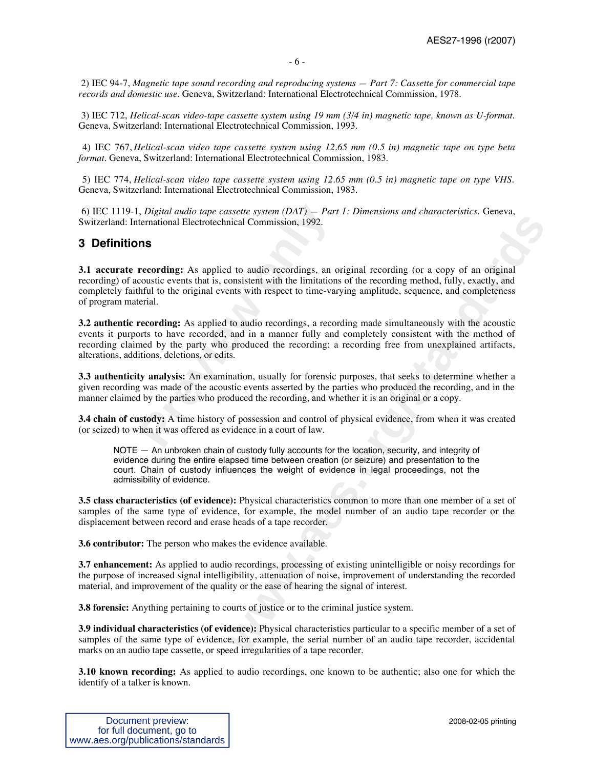2) IEC 94-7, *Magnetic tape sound recording and reproducing systems — Part 7: Cassette for commercial tape records and domestic use*. Geneva, Switzerland: International Electrotechnical Commission, 1978.

3) IEC 712, *Helical-scan video-tape cassette system using 19 mm (3/4 in) magnetic tape, known as U-format*. Geneva, Switzerland: International Electrotechnical Commission, 1993.

4) IEC 767, *Helical-scan video tape cassette system using 12.65 mm (0.5 in) magnetic tape on type beta format*. Geneva, Switzerland: International Electrotechnical Commission, 1983.

5) IEC 774, *Helical-scan video tape cassette system using 12.65 mm (0.5 in) magnetic tape on type VHS*. Geneva, Switzerland: International Electrotechnical Commission, 1983.

6) IEC 1119-1, *Digital audio tape cassette system (DAT) — Part 1: Dimensions and characteristics*. Geneva, Switzerland: International Electrotechnical Commission, 1992.

## 3 Definitions

**3.1 accurate recording:** As applied to audio recordings, an original recording (or a copy of an original recording) of acoustic events that is, consistent with the limitations of the recording method, fully, exactly, and completely faithful to the original events with respect to time-varying amplitude, sequence, and completeness of program material.

**3.2 authentic recording:** As applied to audio recordings, a recording made simultaneously with the acoustic events it purports to have recorded, and in a manner fully and completely consistent with the method of recording claimed by the party who produced the recording; a recording free from unexplained artifacts, alterations, additions, deletions, or edits.

**3.3 authenticity analysis:** An examination, usually for forensic purposes, that seeks to determine whether a given recording was made of the acoustic events asserted by the parties who produced the recording, and in the manner claimed by the parties who produced the recording, and whether it is an original or a copy.

**3.4 chain of custody:** A time history of possession and control of physical evidence, from when it was created (or seized) to when it was offered as evidence in a court of law.

> NOTE — An unbroken chain of custody fully accounts for the location, security, and integrity of evidence during the entire elapsed time between creation (or seizure) and presentation to the court. Chain of custody influences the weight of evidence in legal proceedings, not the admissibility of evidence.

**3.5 class characteristics (of evidence):** Physical characteristics common to more than one member of a set of samples of the same type of evidence, for example, the model number of an audio tape recorder or the displacement between record and erase heads of a tape recorder.

**3.6 contributor:** The person who makes the evidence available.

**3.7 enhancement:** As applied to audio recordings, processing of existing unintelligible or noisy recordings for the purpose of increased signal intelligibility, attenuation of noise, improvement of understanding the recorded material, and improvement of the quality or the ease of hearing the signal of interest.

**3.8 forensic:** Anything pertaining to courts of justice or to the criminal justice system.

**3.9 individual characteristics (of evidence):** Physical characteristics particular to a specific member of a set of samples of the same type of evidence, for example, the serial number of an audio tape recorder, accidental marks on an audio tape cassette, or speed irregularities of a tape recorder.

**3.10 known recording:** As applied to audio recordings, one known to be authentic; also one for which the identify of a talker is known.